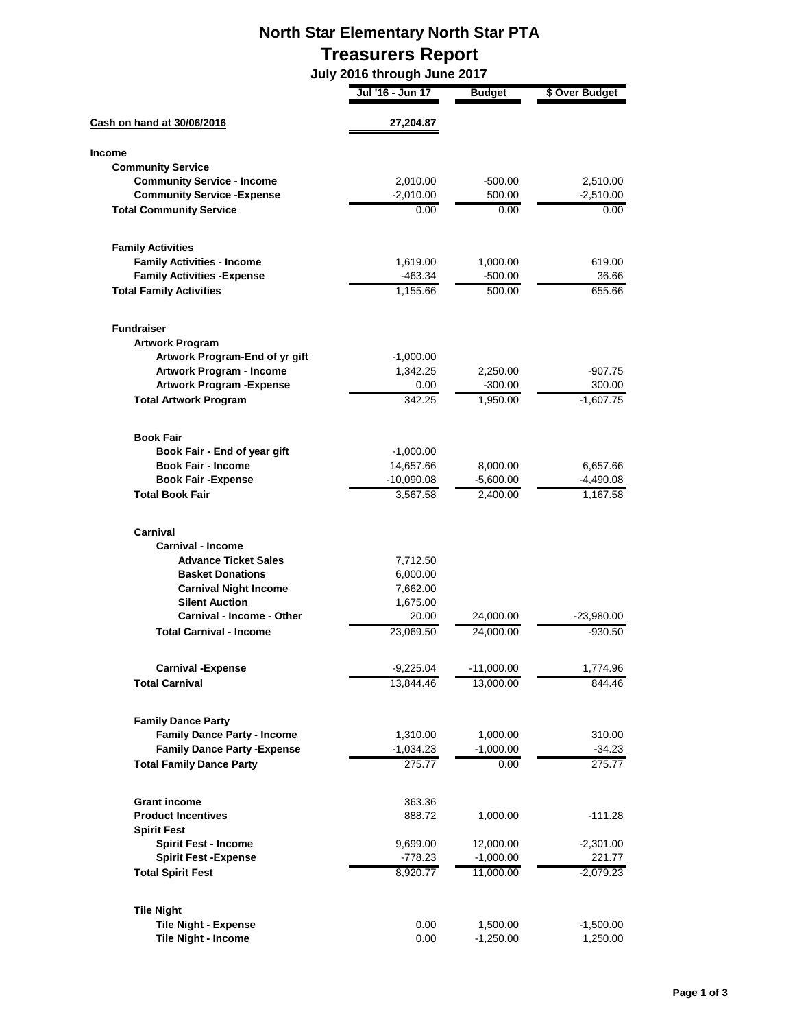# North Star Elementary North Star PTA

## Treasurers Report

### July 2016 through June 2017

| | Jul '16 - Jun 17 | Budget | $ Over Budget |
|---|---|---|---|
| **Cash on hand at 30/06/2016** | **27,204.87** | | |
| **Income** | | | |
| **Community Service** | | | |
| **Community Service - Income** | 2,010.00 | -500.00 | 2,510.00 |
| **Community Service -Expense** | -2,010.00 | 500.00 | -2,510.00 |
| **Total Community Service** | 0.00 | 0.00 | 0.00 |
| **Family Activities** | | | |
| **Family Activities - Income** | 1,619.00 | 1,000.00 | 619.00 |
| **Family Activities -Expense** | -463.34 | -500.00 | 36.66 |
| **Total Family Activities** | 1,155.66 | 500.00 | 655.66 |
| **Fundraiser** | | | |
| **Artwork Program** | | | |
| **Artwork Program-End of yr gift** | -1,000.00 | | |
| **Artwork Program - Income** | 1,342.25 | 2,250.00 | -907.75 |
| **Artwork Program -Expense** | 0.00 | -300.00 | 300.00 |
| **Total Artwork Program** | 342.25 | 1,950.00 | -1,607.75 |
| **Book Fair** | | | |
| **Book Fair - End of year gift** | -1,000.00 | | |
| **Book Fair - Income** | 14,657.66 | 8,000.00 | 6,657.66 |
| **Book Fair -Expense** | -10,090.08 | -5,600.00 | -4,490.08 |
| **Total Book Fair** | 3,567.58 | 2,400.00 | 1,167.58 |
| **Carnival** | | | |
| **Carnival - Income** | | | |
| **Advance Ticket Sales** | 7,712.50 | | |
| **Basket Donations** | 6,000.00 | | |
| **Carnival Night Income** | 7,662.00 | | |
| **Silent Auction** | 1,675.00 | | |
| **Carnival - Income - Other** | 20.00 | 24,000.00 | -23,980.00 |
| **Total Carnival - Income** | 23,069.50 | 24,000.00 | -930.50 |
| **Carnival -Expense** | -9,225.04 | -11,000.00 | 1,774.96 |
| **Total Carnival** | 13,844.46 | 13,000.00 | 844.46 |
| **Family Dance Party** | | | |
| **Family Dance Party - Income** | 1,310.00 | 1,000.00 | 310.00 |
| **Family Dance Party -Expense** | -1,034.23 | -1,000.00 | -34.23 |
| **Total Family Dance Party** | 275.77 | 0.00 | 275.77 |
| **Grant income** | 363.36 | | |
| **Product Incentives** | 888.72 | 1,000.00 | -111.28 |
| **Spirit Fest** | | | |
| **Spirit Fest - Income** | 9,699.00 | 12,000.00 | -2,301.00 |
| **Spirit Fest -Expense** | -778.23 | -1,000.00 | 221.77 |
| **Total Spirit Fest** | 8,920.77 | 11,000.00 | -2,079.23 |
| **Tile Night** | | | |
| **Tile Night - Expense** | 0.00 | 1,500.00 | -1,500.00 |
| **Tile Night - Income** | 0.00 | -1,250.00 | 1,250.00 |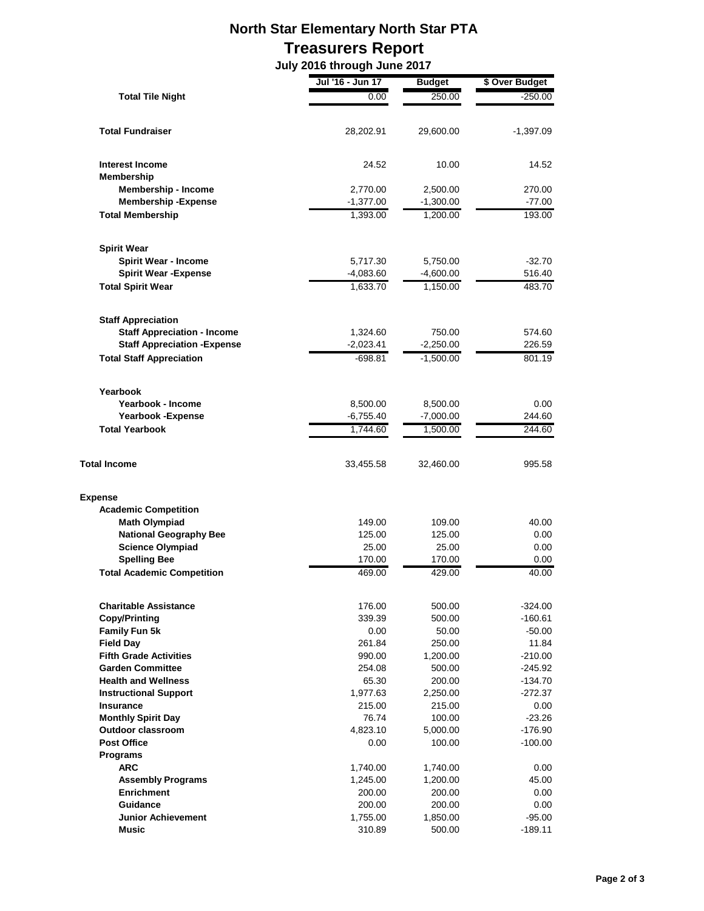# North Star Elementary North Star PTA

## Treasurers Report

### July 2016 through June 2017

| | Jul '16 - Jun 17 | Budget | $ Over Budget |
|---|---|---|---|
| **Total Tile Night** | 0.00 | 250.00 | -250.00 |
| **Total Fundraiser** | 28,202.91 | 29,600.00 | -1,397.09 |
| **Interest Income** | 24.52 | 10.00 | 14.52 |
| **Membership** | | | |
| **Membership - Income** | 2,770.00 | 2,500.00 | 270.00 |
| **Membership -Expense** | -1,377.00 | -1,300.00 | -77.00 |
| **Total Membership** | 1,393.00 | 1,200.00 | 193.00 |
| **Spirit Wear** | | | |
| **Spirit Wear - Income** | 5,717.30 | 5,750.00 | -32.70 |
| **Spirit Wear -Expense** | -4,083.60 | -4,600.00 | 516.40 |
| **Total Spirit Wear** | 1,633.70 | 1,150.00 | 483.70 |
| **Staff Appreciation** | | | |
| **Staff Appreciation - Income** | 1,324.60 | 750.00 | 574.60 |
| **Staff Appreciation -Expense** | -2,023.41 | -2,250.00 | 226.59 |
| **Total Staff Appreciation** | -698.81 | -1,500.00 | 801.19 |
| **Yearbook** | | | |
| **Yearbook - Income** | 8,500.00 | 8,500.00 | 0.00 |
| **Yearbook -Expense** | -6,755.40 | -7,000.00 | 244.60 |
| **Total Yearbook** | 1,744.60 | 1,500.00 | 244.60 |
| **Total Income** | 33,455.58 | 32,460.00 | 995.58 |
| **Expense** | | | |
| **Academic Competition** | | | |
| **Math Olympiad** | 149.00 | 109.00 | 40.00 |
| **National Geography Bee** | 125.00 | 125.00 | 0.00 |
| **Science Olympiad** | 25.00 | 25.00 | 0.00 |
| **Spelling Bee** | 170.00 | 170.00 | 0.00 |
| **Total Academic Competition** | 469.00 | 429.00 | 40.00 |
| **Charitable Assistance** | 176.00 | 500.00 | -324.00 |
| **Copy/Printing** | 339.39 | 500.00 | -160.61 |
| **Family Fun 5k** | 0.00 | 50.00 | -50.00 |
| **Field Day** | 261.84 | 250.00 | 11.84 |
| **Fifth Grade Activities** | 990.00 | 1,200.00 | -210.00 |
| **Garden Committee** | 254.08 | 500.00 | -245.92 |
| **Health and Wellness** | 65.30 | 200.00 | -134.70 |
| **Instructional Support** | 1,977.63 | 2,250.00 | -272.37 |
| **Insurance** | 215.00 | 215.00 | 0.00 |
| **Monthly Spirit Day** | 76.74 | 100.00 | -23.26 |
| **Outdoor classroom** | 4,823.10 | 5,000.00 | -176.90 |
| **Post Office** | 0.00 | 100.00 | -100.00 |
| **Programs** | | | |
| **ARC** | 1,740.00 | 1,740.00 | 0.00 |
| **Assembly Programs** | 1,245.00 | 1,200.00 | 45.00 |
| **Enrichment** | 200.00 | 200.00 | 0.00 |
| **Guidance** | 200.00 | 200.00 | 0.00 |
| **Junior Achievement** | 1,755.00 | 1,850.00 | -95.00 |
| **Music** | 310.89 | 500.00 | -189.11 |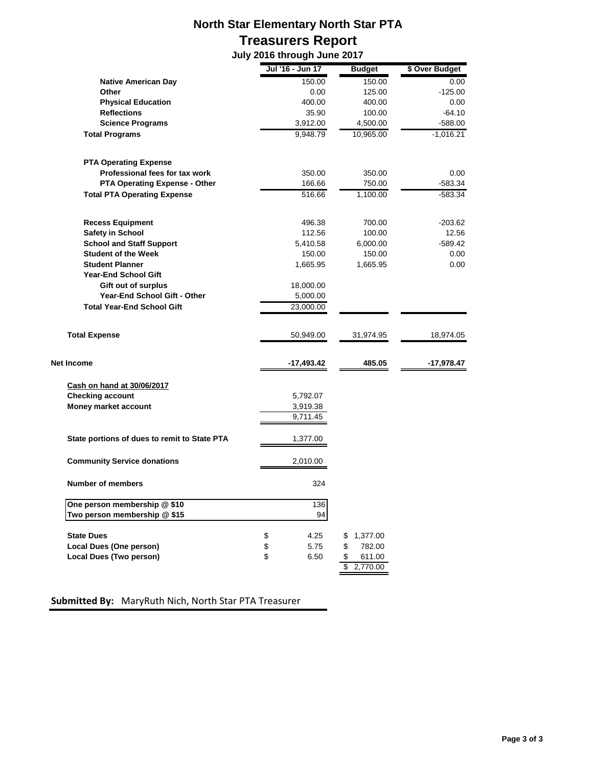# North Star Elementary North Star PTA

## Treasurers Report

### July 2016 through June 2017

| | Jul '16 - Jun 17 | Budget | $ Over Budget |
|---|---|---|---|
| **Native American Day** | 150.00 | 150.00 | 0.00 |
| **Other** | 0.00 | 125.00 | -125.00 |
| **Physical Education** | 400.00 | 400.00 | 0.00 |
| **Reflections** | 35.90 | 100.00 | -64.10 |
| **Science Programs** | 3,912.00 | 4,500.00 | -588.00 |
| **Total Programs** | 9,948.79 | 10,965.00 | -1,016.21 |
| | | | |
| **PTA Operating Expense** | | | |
| **Professional fees for tax work** | 350.00 | 350.00 | 0.00 |
| **PTA Operating Expense - Other** | 166.66 | 750.00 | -583.34 |
| **Total PTA Operating Expense** | 516.66 | 1,100.00 | -583.34 |
| | | | |
| **Recess Equipment** | 496.38 | 700.00 | -203.62 |
| **Safety in School** | 112.56 | 100.00 | 12.56 |
| **School and Staff Support** | 5,410.58 | 6,000.00 | -589.42 |
| **Student of the Week** | 150.00 | 150.00 | 0.00 |
| **Student Planner** | 1,665.95 | 1,665.95 | 0.00 |
| **Year-End School Gift** | | | |
| **Gift out of surplus** | 18,000.00 | | |
| **Year-End School Gift - Other** | 5,000.00 | | |
| **Total Year-End School Gift** | 23,000.00 | | |
| | | | |
| **Total Expense** | 50,949.00 | 31,974.95 | 18,974.05 |
| | | | |
| **Net Income** | **-17,493.42** | **485.05** | **-17,978.47** |

| | |
|---|---|
| **Cash on hand at 30/06/2017** | |
| **Checking account** | 5,792.07 |
| **Money market account** | 3,919.38 |
| | 9,711.45 |
| | |
| **State portions of dues to remit to State PTA** | 1,377.00 |
| | |
| **Community Service donations** | 2,010.00 |
| | |
| **Number of members** | 324 |
| | |
| **One person membership @ $10** | 136 |
| **Two person membership @ $15** | 94 |

| | | |
|---|---|---|
| **State Dues** | $ 4.25 | $ 1,377.00 |
| **Local Dues (One person)** | $ 5.75 | $ 782.00 |
| **Local Dues (Two person)** | $ 6.50 | $ 611.00 |
| | | $ 2,770.00 |

**Submitted By:** MaryRuth Nich, North Star PTA Treasurer